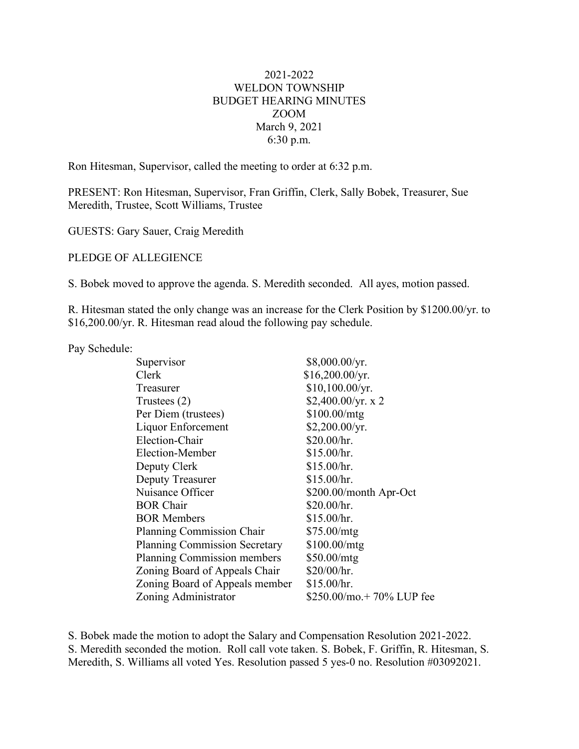# 2021-2022
# WELDON TOWNSHIP
# BUDGET HEARING MINUTES
# ZOOM
March 9, 2021
6:30 p.m.

Ron Hitesman, Supervisor, called the meeting to order at 6:32 p.m.

PRESENT: Ron Hitesman, Supervisor, Fran Griffin, Clerk, Sally Bobek, Treasurer, Sue Meredith, Trustee, Scott Williams, Trustee

GUESTS: Gary Sauer, Craig Meredith

PLEDGE OF ALLEGIENCE

S. Bobek moved to approve the agenda. S. Meredith seconded. All ayes, motion passed.

R. Hitesman stated the only change was an increase for the Clerk Position by $1200.00/yr. to $16,200.00/yr. R. Hitesman read aloud the following pay schedule.

Pay Schedule:

| Position | Pay |
|---|---|
| Supervisor | $8,000.00/yr. |
| Clerk | $16,200.00/yr. |
| Treasurer | $10,100.00/yr. |
| Trustees (2) | $2,400.00/yr. x 2 |
| Per Diem (trustees) | $100.00/mtg |
| Liquor Enforcement | $2,200.00/yr. |
| Election-Chair | $20.00/hr. |
| Election-Member | $15.00/hr. |
| Deputy Clerk | $15.00/hr. |
| Deputy Treasurer | $15.00/hr. |
| Nuisance Officer | $200.00/month Apr-Oct |
| BOR Chair | $20.00/hr. |
| BOR Members | $15.00/hr. |
| Planning Commission Chair | $75.00/mtg |
| Planning Commission Secretary | $100.00/mtg |
| Planning Commission members | $50.00/mtg |
| Zoning Board of Appeals Chair | $20/00/hr. |
| Zoning Board of Appeals member | $15.00/hr. |
| Zoning Administrator | $250.00/mo.+ 70% LUP fee |

S. Bobek made the motion to adopt the Salary and Compensation Resolution 2021-2022. S. Meredith seconded the motion. Roll call vote taken. S. Bobek, F. Griffin, R. Hitesman, S. Meredith, S. Williams all voted Yes. Resolution passed 5 yes-0 no. Resolution #03092021.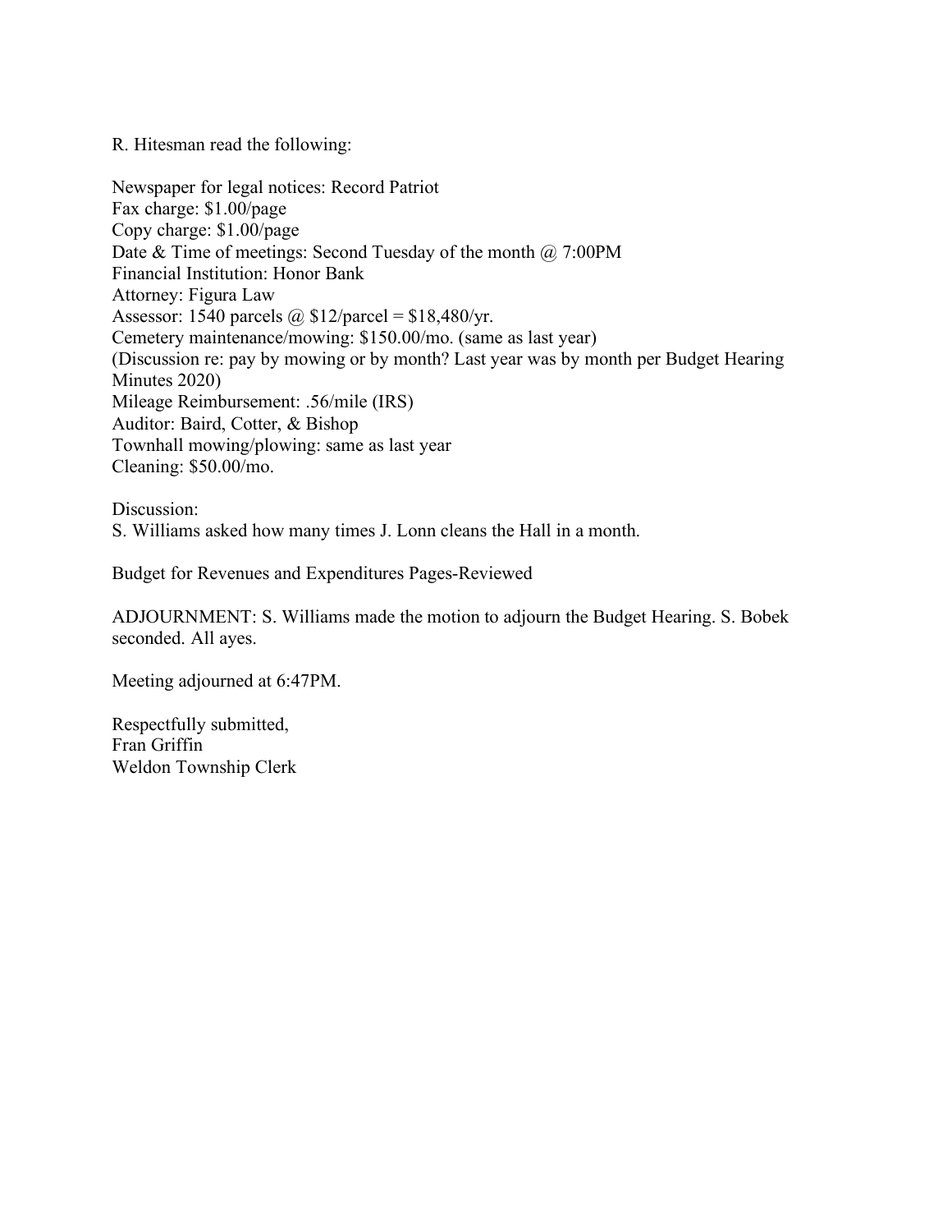R. Hitesman read the following:

Newspaper for legal notices: Record Patriot  
Fax charge: $1.00/page  
Copy charge: $1.00/page  
Date & Time of meetings: Second Tuesday of the month @ 7:00PM  
Financial Institution: Honor Bank  
Attorney: Figura Law  
Assessor: 1540 parcels @ $12/parcel = $18,480/yr.  
Cemetery maintenance/mowing: $150.00/mo. (same as last year)  
(Discussion re: pay by mowing or by month? Last year was by month per Budget Hearing Minutes 2020)  
Mileage Reimbursement: .56/mile (IRS)  
Auditor: Baird, Cotter, & Bishop  
Townhall mowing/plowing: same as last year  
Cleaning: $50.00/mo.

Discussion:  
S. Williams asked how many times J. Lonn cleans the Hall in a month.

Budget for Revenues and Expenditures Pages-Reviewed

ADJOURNMENT: S. Williams made the motion to adjourn the Budget Hearing. S. Bobek seconded. All ayes.

Meeting adjourned at 6:47PM.

Respectfully submitted,  
Fran Griffin  
Weldon Township Clerk